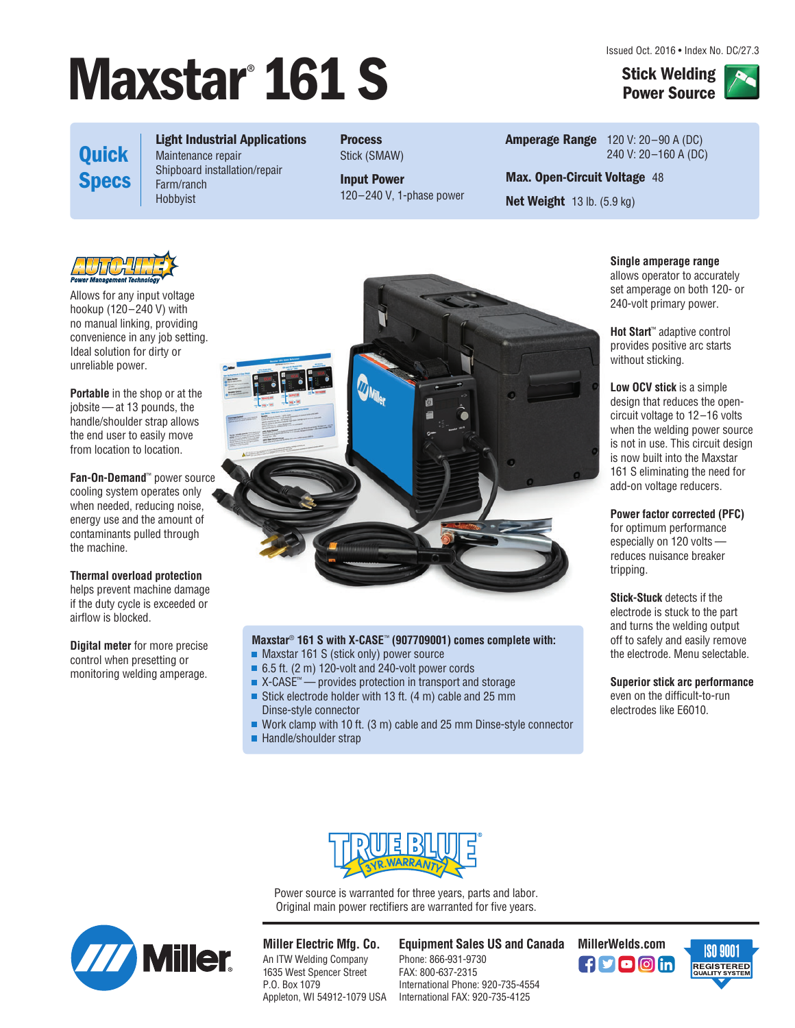Issued Oct. 2016 • Index No. DC/27.3

# Maxstar® 161 S

**Stick Welding Power Source**

## Quick Specs

**Light Industrial Applications**
Maintenance repair
Shipboard installation/repair
Farm/ranch
Hobbyist

**Process**
Stick (SMAW)

**Input Power**
120–240 V, 1-phase power

**Amperage Range** 120 V: 20–90 A (DC)
240 V: 20–160 A (DC)

**Max. Open-Circuit Voltage** 48

**Net Weight** 13 lb. (5.9 kg)

**AUTO-LINE® Power Management Technology**
Allows for any input voltage hookup (120–240 V) with no manual linking, providing convenience in any job setting. Ideal solution for dirty or unreliable power.

**Portable** in the shop or at the jobsite — at 13 pounds, the handle/shoulder strap allows the end user to easily move from location to location.

**Fan-On-Demand**™ power source cooling system operates only when needed, reducing noise, energy use and the amount of contaminants pulled through the machine.

**Thermal overload protection** helps prevent machine damage if the duty cycle is exceeded or airflow is blocked.

**Digital meter** for more precise control when presetting or monitoring welding amperage.

**Maxstar® 161 S with X-CASE™ (907709001) comes complete with:**

- Maxstar 161 S (stick only) power source
- 6.5 ft. (2 m) 120-volt and 240-volt power cords
- X-CASE™ — provides protection in transport and storage
- Stick electrode holder with 13 ft. (4 m) cable and 25 mm Dinse-style connector
- Work clamp with 10 ft. (3 m) cable and 25 mm Dinse-style connector
- Handle/shoulder strap

**Single amperage range** allows operator to accurately set amperage on both 120- or 240-volt primary power.

**Hot Start**™ adaptive control provides positive arc starts without sticking.

**Low OCV stick** is a simple design that reduces the open-circuit voltage to 12–16 volts when the welding power source is not in use. This circuit design is now built into the Maxstar 161 S eliminating the need for add-on voltage reducers.

**Power factor corrected (PFC)** for optimum performance especially on 120 volts — reduces nuisance breaker tripping.

**Stick-Stuck** detects if the electrode is stuck to the part and turns the welding output off to safely and easily remove the electrode. Menu selectable.

**Superior stick arc performance** even on the difficult-to-run electrodes like E6010.

**TRUE BLUE® 3 YR. WARRANTY**

Power source is warranted for three years, parts and labor.
Original main power rectifiers are warranted for five years.

**Miller Electric Mfg. Co.**
An ITW Welding Company
1635 West Spencer Street
P.O. Box 1079
Appleton, WI 54912-1079 USA

**Equipment Sales US and Canada**
Phone: 866-931-9730
FAX: 800-637-2315
International Phone: 920-735-4554
International FAX: 920-735-4125

**MillerWelds.com**

ISO 9001 REGISTERED QUALITY SYSTEM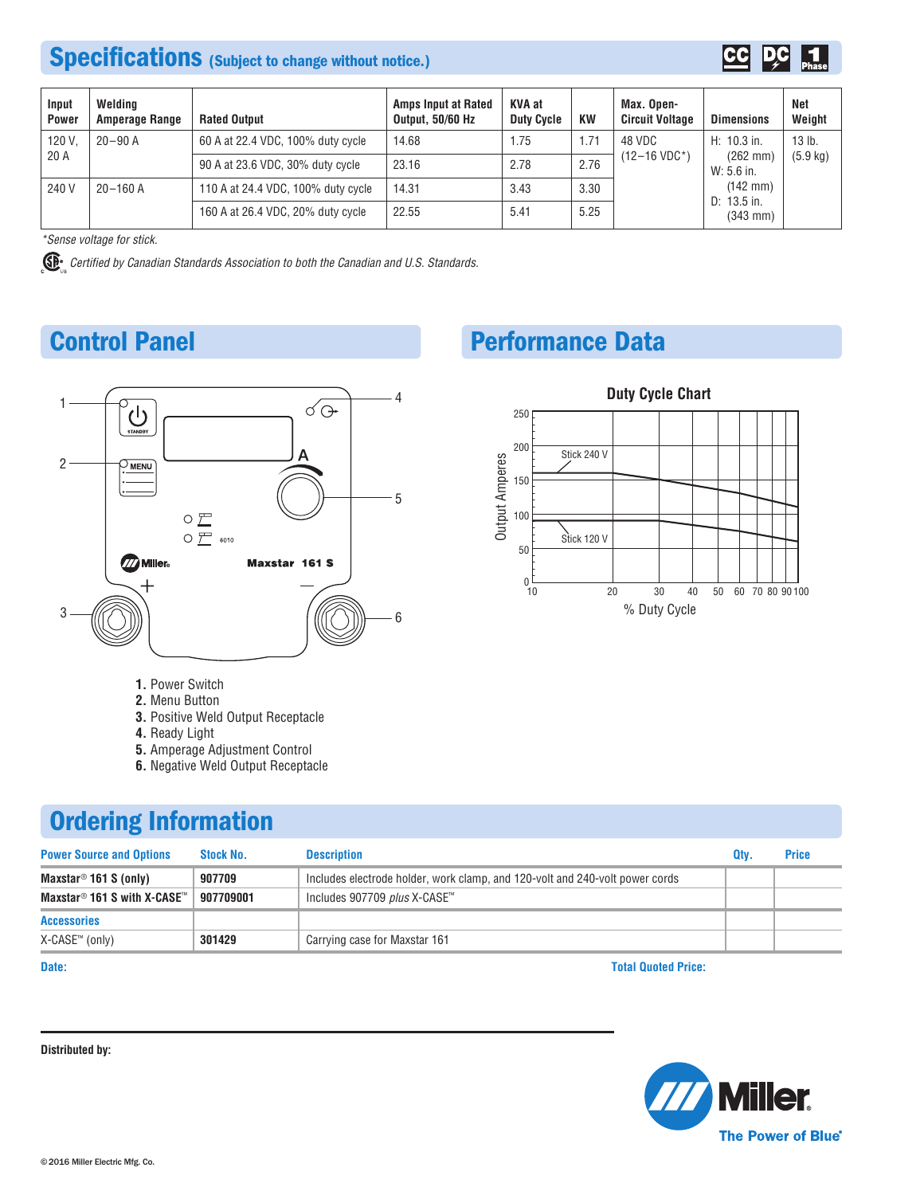## Specifications (Subject to change without notice.)

| Input Power | Welding Amperage Range | Rated Output | Amps Input at Rated Output, 50/60 Hz | KVA at Duty Cycle | KW | Max. Open-Circuit Voltage | Dimensions | Net Weight |
|---|---|---|---|---|---|---|---|---|
| 120 V, 20 A | 20–90 A | 60 A at 22.4 VDC, 100% duty cycle | 14.68 | 1.75 | 1.71 | 48 VDC (12–16 VDC*) | H: 10.3 in. (262 mm) W: 5.6 in. (142 mm) D: 13.5 in. (343 mm) | 13 lb. (5.9 kg) |
| | | 90 A at 23.6 VDC, 30% duty cycle | 23.16 | 2.78 | 2.76 | | | |
| 240 V | 20–160 A | 110 A at 24.4 VDC, 100% duty cycle | 14.31 | 3.43 | 3.30 | | | |
| | | 160 A at 26.4 VDC, 20% duty cycle | 22.55 | 5.41 | 5.25 | | | |

*Sense voltage for stick.*

*Certified by Canadian Standards Association to both the Canadian and U.S. Standards.*

## Control Panel

1 2 3 4 5 6

STANDBY
MENU
A
6010
Miller
Maxstar 161 S
+
—

1. Power Switch
2. Menu Button
3. Positive Weld Output Receptacle
4. Ready Light
5. Amperage Adjustment Control
6. Negative Weld Output Receptacle

## Performance Data

Duty Cycle Chart

Output Amperes

250
200
150
100
50
0

Stick 240 V
Stick 120 V

10 20 30 40 50 60 70 80 90 100

% Duty Cycle

## Ordering Information

| Power Source and Options | Stock No. | Description | Qty. | Price |
|---|---|---|---|---|
| Maxstar® 161 S (only) | 907709 | Includes electrode holder, work clamp, and 120-volt and 240-volt power cords | | |
| Maxstar® 161 S with X-CASE™ | 907709001 | Includes 907709 *plus* X-CASE™ | | |
| **Accessories** | | | | |
| X-CASE™ (only) | 301429 | Carrying case for Maxstar 161 | | |

**Date:**

**Total Quoted Price:**

**Distributed by:**

Miller
The Power of Blue®

©2016 Miller Electric Mfg. Co.